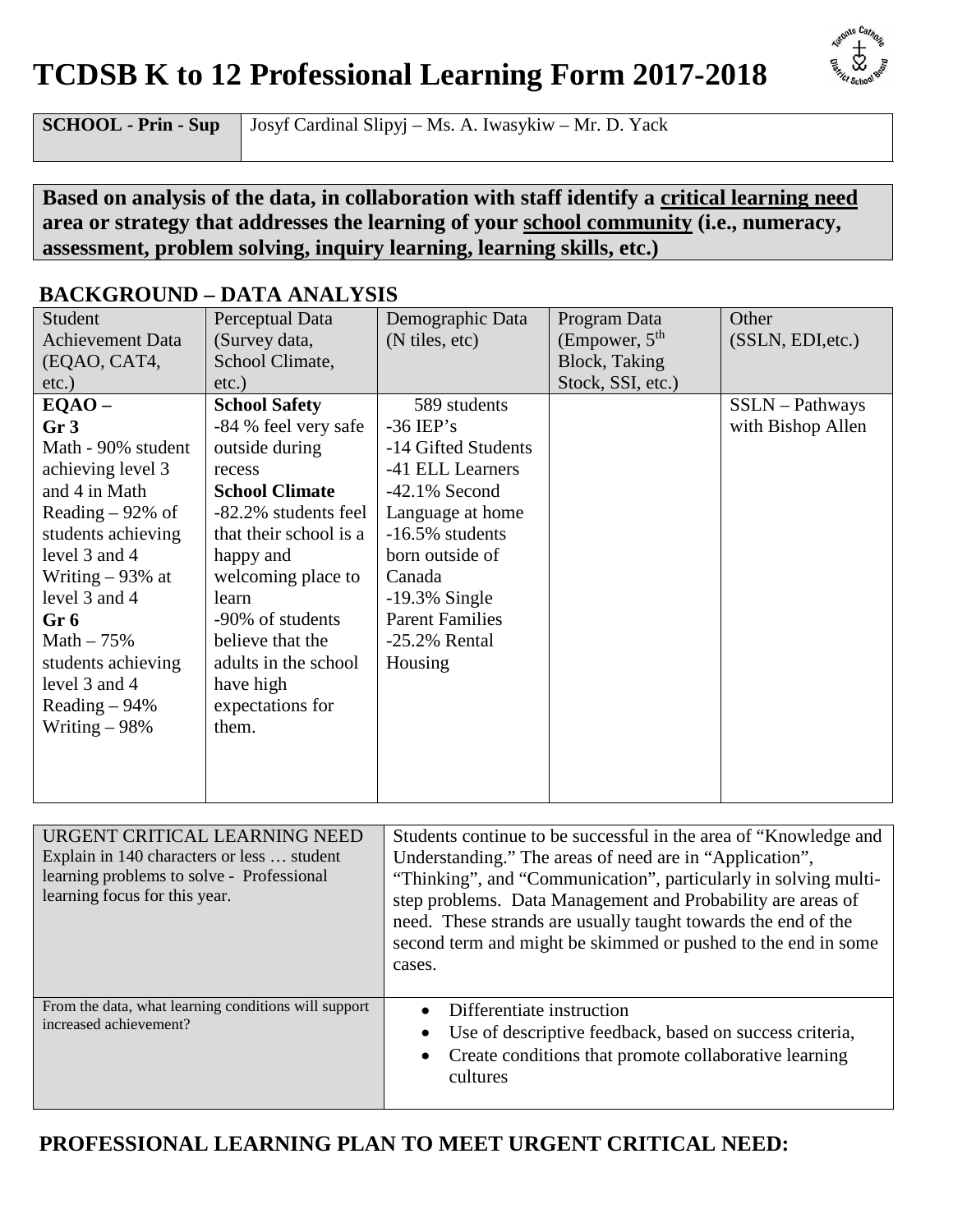# TCDSB K to 12 Professional Learning Form 2017-2018

| **SCHOOL - Prin - Sup** | Josyf Cardinal Slipyj – Ms. A. Iwasykiw – Mr. D. Yack |
|---|---|

**Based on analysis of the data, in collaboration with staff identify a critical learning need area or strategy that addresses the learning of your school community (i.e., numeracy, assessment, problem solving, inquiry learning, learning skills, etc.)**

## BACKGROUND – DATA ANALYSIS

| Student Achievement Data (EQAO, CAT4, etc.) | Perceptual Data (Survey data, School Climate, etc.) | Demographic Data (N tiles, etc) | Program Data (Empower, 5th Block, Taking Stock, SSI, etc.) | Other (SSLN, EDI,etc.) |
|---|---|---|---|---|
| **EQAO –**<br>**Gr 3**<br>Math - 90% student achieving level 3 and 4 in Math<br>Reading – 92% of students achieving level 3 and 4<br>Writing – 93% at level 3 and 4<br>**Gr 6**<br>Math – 75% students achieving level 3 and 4<br>Reading – 94%<br>Writing – 98% | **School Safety**<br>-84 % feel very safe outside during recess<br>**School Climate**<br>-82.2% students feel that their school is a happy and welcoming place to learn<br>-90% of students believe that the adults in the school have high expectations for them. | 589 students<br>-36 IEP's<br>-14 Gifted Students<br>-41 ELL Learners<br>-42.1% Second Language at home<br>-16.5% students born outside of Canada<br>-19.3% Single Parent Families<br>-25.2% Rental Housing | | SSLN – Pathways with Bishop Allen |

| URGENT CRITICAL LEARNING NEED<br>Explain in 140 characters or less … student learning problems to solve - Professional learning focus for this year. | Students continue to be successful in the area of "Knowledge and Understanding." The areas of need are in "Application", "Thinking", and "Communication", particularly in solving multi-step problems. Data Management and Probability are areas of need. These strands are usually taught towards the end of the second term and might be skimmed or pushed to the end in some cases. |
|---|---|
| From the data, what learning conditions will support increased achievement? | • Differentiate instruction<br>• Use of descriptive feedback, based on success criteria,<br>• Create conditions that promote collaborative learning cultures |

## PROFESSIONAL LEARNING PLAN TO MEET URGENT CRITICAL NEED: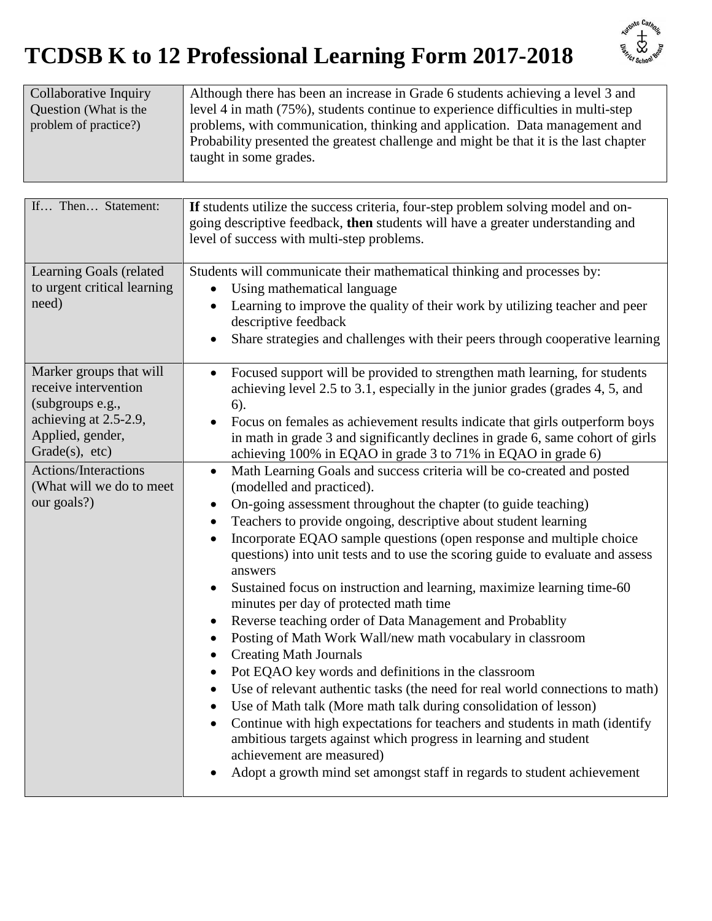# TCDSB K to 12 Professional Learning Form 2017-2018

| Collaborative Inquiry Question (What is the problem of practice?) | Although there has been an increase in Grade 6 students achieving a level 3 and level 4 in math (75%), students continue to experience difficulties in multi-step problems, with communication, thinking and application. Data management and Probability presented the greatest challenge and might be that it is the last chapter taught in some grades. |
|---|---|

| If… Then… Statement: | **If** students utilize the success criteria, four-step problem solving model and on-going descriptive feedback, **then** students will have a greater understanding and level of success with multi-step problems. |
|---|---|
| Learning Goals (related to urgent critical learning need) | Students will communicate their mathematical thinking and processes by: <br>• Using mathematical language <br>• Learning to improve the quality of their work by utilizing teacher and peer descriptive feedback <br>• Share strategies and challenges with their peers through cooperative learning |
| Marker groups that will receive intervention (subgroups e.g., achieving at 2.5-2.9, Applied, gender, Grade(s), etc) | • Focused support will be provided to strengthen math learning, for students achieving level 2.5 to 3.1, especially in the junior grades (grades 4, 5, and 6). <br>• Focus on females as achievement results indicate that girls outperform boys in math in grade 3 and significantly declines in grade 6, same cohort of girls achieving 100% in EQAO in grade 3 to 71% in EQAO in grade 6) |
| Actions/Interactions (What will we do to meet our goals?) | • Math Learning Goals and success criteria will be co-created and posted (modelled and practiced). <br>• On-going assessment throughout the chapter (to guide teaching) <br>• Teachers to provide ongoing, descriptive about student learning <br>• Incorporate EQAO sample questions (open response and multiple choice questions) into unit tests and to use the scoring guide to evaluate and assess answers <br>• Sustained focus on instruction and learning, maximize learning time-60 minutes per day of protected math time <br>• Reverse teaching order of Data Management and Probablity <br>• Posting of Math Work Wall/new math vocabulary in classroom <br>• Creating Math Journals <br>• Pot EQAO key words and definitions in the classroom <br>• Use of relevant authentic tasks (the need for real world connections to math) <br>• Use of Math talk (More math talk during consolidation of lesson) <br>• Continue with high expectations for teachers and students in math (identify ambitious targets against which progress in learning and student achievement are measured) <br>• Adopt a growth mind set amongst staff in regards to student achievement |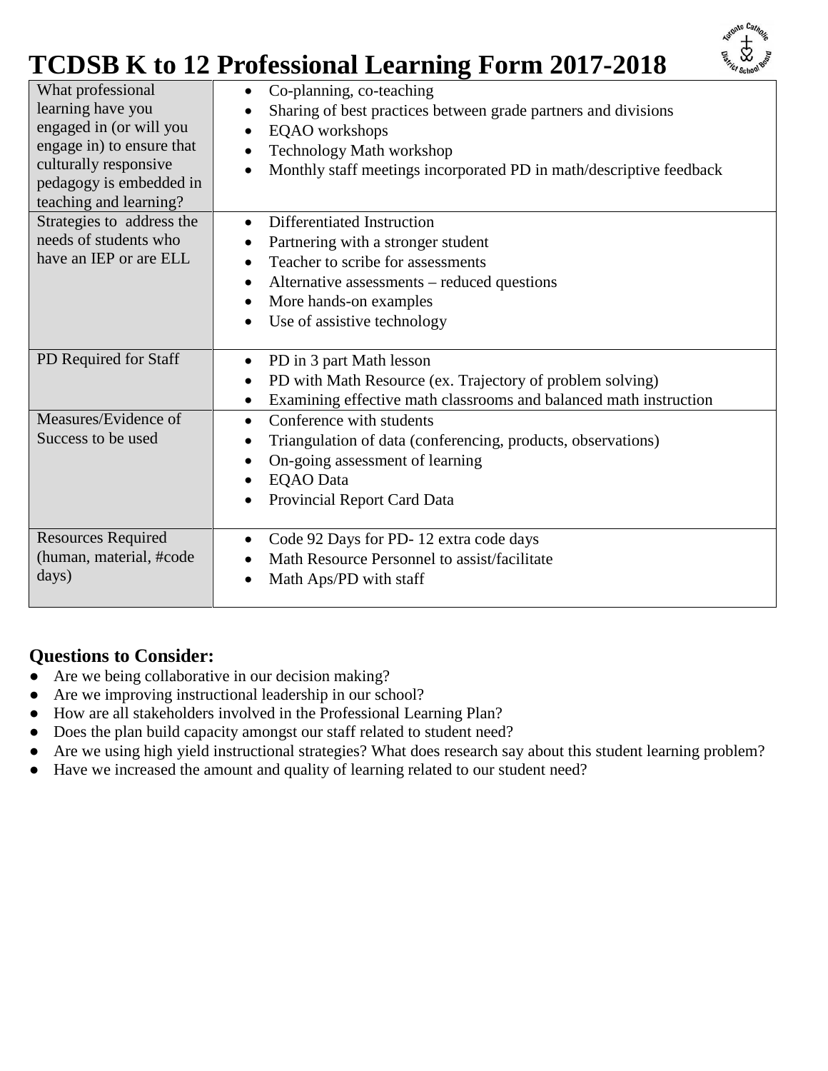# TCDSB K to 12 Professional Learning Form 2017-2018

| | |
|---|---|
| What professional learning have you engaged in (or will you engage in) to ensure that culturally responsive pedagogy is embedded in teaching and learning? | • Co-planning, co-teaching<br>• Sharing of best practices between grade partners and divisions<br>• EQAO workshops<br>• Technology Math workshop<br>• Monthly staff meetings incorporated PD in math/descriptive feedback |
| Strategies to address the needs of students who have an IEP or are ELL | • Differentiated Instruction<br>• Partnering with a stronger student<br>• Teacher to scribe for assessments<br>• Alternative assessments – reduced questions<br>• More hands-on examples<br>• Use of assistive technology |
| PD Required for Staff | • PD in 3 part Math lesson<br>• PD with Math Resource (ex. Trajectory of problem solving)<br>• Examining effective math classrooms and balanced math instruction |
| Measures/Evidence of Success to be used | • Conference with students<br>• Triangulation of data (conferencing, products, observations)<br>• On-going assessment of learning<br>• EQAO Data<br>• Provincial Report Card Data |
| Resources Required (human, material, #code days) | • Code 92 Days for PD- 12 extra code days<br>• Math Resource Personnel to assist/facilitate<br>• Math Aps/PD with staff |

**Questions to Consider:**

- Are we being collaborative in our decision making?
- Are we improving instructional leadership in our school?
- How are all stakeholders involved in the Professional Learning Plan?
- Does the plan build capacity amongst our staff related to student need?
- Are we using high yield instructional strategies? What does research say about this student learning problem?
- Have we increased the amount and quality of learning related to our student need?